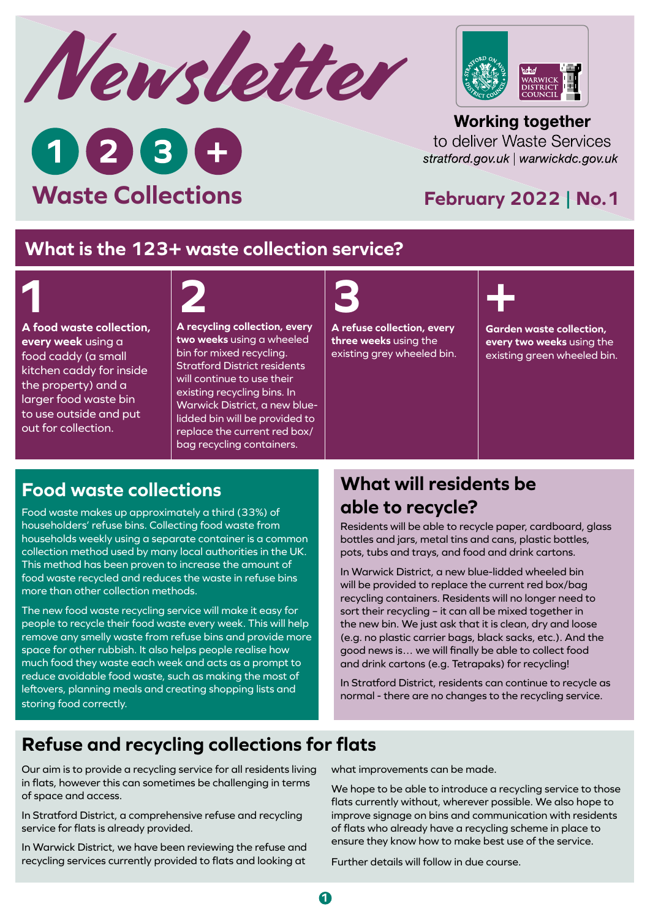# Newsletter

## 1 2 3 + Waste Collections

**Working together** to deliver Waste Services

*stratford.gov.uk | warwickdc.gov.uk*

**February 2022 | No.1**

## What is the 123+ waste collection service?

**1**

**A food waste collection, every week** using a food caddy (a small kitchen caddy for inside the property) and a larger food waste bin to use outside and put out for collection.

**2**

**A recycling collection, every two weeks** using a wheeled bin for mixed recycling. Stratford District residents will continue to use their existing recycling bins. In Warwick District, a new blue-lidded bin will be provided to replace the current red box/bag recycling containers.

**3**

**A refuse collection, every three weeks** using the existing grey wheeled bin.

**+**

**Garden waste collection, every two weeks** using the existing green wheeled bin.

## Food waste collections

Food waste makes up approximately a third (33%) of householders' refuse bins. Collecting food waste from households weekly using a separate container is a common collection method used by many local authorities in the UK. This method has been proven to increase the amount of food waste recycled and reduces the waste in refuse bins more than other collection methods.

The new food waste recycling service will make it easy for people to recycle their food waste every week. This will help remove any smelly waste from refuse bins and provide more space for other rubbish. It also helps people realise how much food they waste each week and acts as a prompt to reduce avoidable food waste, such as making the most of leftovers, planning meals and creating shopping lists and storing food correctly.

## What will residents be able to recycle?

Residents will be able to recycle paper, cardboard, glass bottles and jars, metal tins and cans, plastic bottles, pots, tubs and trays, and food and drink cartons.

In Warwick District, a new blue-lidded wheeled bin will be provided to replace the current red box/bag recycling containers. Residents will no longer need to sort their recycling – it can all be mixed together in the new bin. We just ask that it is clean, dry and loose (e.g. no plastic carrier bags, black sacks, etc.). And the good news is… we will finally be able to collect food and drink cartons (e.g. Tetrapaks) for recycling!

In Stratford District, residents can continue to recycle as normal - there are no changes to the recycling service.

## Refuse and recycling collections for flats

Our aim is to provide a recycling service for all residents living in flats, however this can sometimes be challenging in terms of space and access.

In Stratford District, a comprehensive refuse and recycling service for flats is already provided.

In Warwick District, we have been reviewing the refuse and recycling services currently provided to flats and looking at what improvements can be made.

We hope to be able to introduce a recycling service to those flats currently without, wherever possible. We also hope to improve signage on bins and communication with residents of flats who already have a recycling scheme in place to ensure they know how to make best use of the service.

Further details will follow in due course.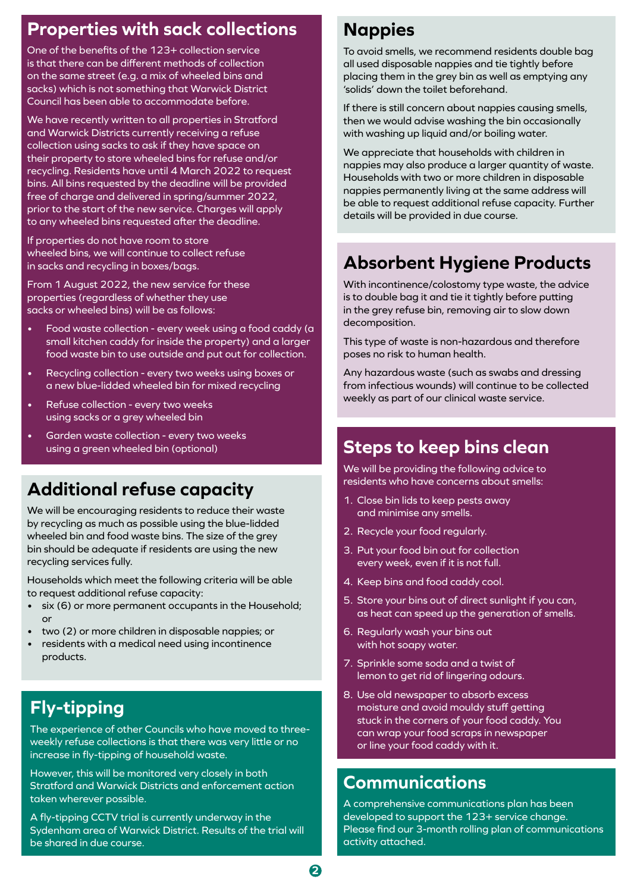## Properties with sack collections

One of the benefits of the 123+ collection service is that there can be different methods of collection on the same street (e.g. a mix of wheeled bins and sacks) which is not something that Warwick District Council has been able to accommodate before.

We have recently written to all properties in Stratford and Warwick Districts currently receiving a refuse collection using sacks to ask if they have space on their property to store wheeled bins for refuse and/or recycling. Residents have until 4 March 2022 to request bins. All bins requested by the deadline will be provided free of charge and delivered in spring/summer 2022, prior to the start of the new service. Charges will apply to any wheeled bins requested after the deadline.

If properties do not have room to store wheeled bins, we will continue to collect refuse in sacks and recycling in boxes/bags.

From 1 August 2022, the new service for these properties (regardless of whether they use sacks or wheeled bins) will be as follows:

- Food waste collection - every week using a food caddy (a small kitchen caddy for inside the property) and a larger food waste bin to use outside and put out for collection.
- Recycling collection - every two weeks using boxes or a new blue-lidded wheeled bin for mixed recycling
- Refuse collection - every two weeks using sacks or a grey wheeled bin
- Garden waste collection - every two weeks using a green wheeled bin (optional)

## Additional refuse capacity

We will be encouraging residents to reduce their waste by recycling as much as possible using the blue-lidded wheeled bin and food waste bins. The size of the grey bin should be adequate if residents are using the new recycling services fully.

Households which meet the following criteria will be able to request additional refuse capacity:

- six (6) or more permanent occupants in the Household; or
- two (2) or more children in disposable nappies; or
- residents with a medical need using incontinence products.

## Fly-tipping

The experience of other Councils who have moved to three-weekly refuse collections is that there was very little or no increase in fly-tipping of household waste.

However, this will be monitored very closely in both Stratford and Warwick Districts and enforcement action taken wherever possible.

A fly-tipping CCTV trial is currently underway in the Sydenham area of Warwick District. Results of the trial will be shared in due course.

## Nappies

To avoid smells, we recommend residents double bag all used disposable nappies and tie tightly before placing them in the grey bin as well as emptying any 'solids' down the toilet beforehand.

If there is still concern about nappies causing smells, then we would advise washing the bin occasionally with washing up liquid and/or boiling water.

We appreciate that households with children in nappies may also produce a larger quantity of waste. Households with two or more children in disposable nappies permanently living at the same address will be able to request additional refuse capacity. Further details will be provided in due course.

## Absorbent Hygiene Products

With incontinence/colostomy type waste, the advice is to double bag it and tie it tightly before putting in the grey refuse bin, removing air to slow down decomposition.

This type of waste is non-hazardous and therefore poses no risk to human health.

Any hazardous waste (such as swabs and dressing from infectious wounds) will continue to be collected weekly as part of our clinical waste service.

## Steps to keep bins clean

We will be providing the following advice to residents who have concerns about smells:

1. Close bin lids to keep pests away and minimise any smells.
2. Recycle your food regularly.
3. Put your food bin out for collection every week, even if it is not full.
4. Keep bins and food caddy cool.
5. Store your bins out of direct sunlight if you can, as heat can speed up the generation of smells.
6. Regularly wash your bins out with hot soapy water.
7. Sprinkle some soda and a twist of lemon to get rid of lingering odours.
8. Use old newspaper to absorb excess moisture and avoid mouldy stuff getting stuck in the corners of your food caddy. You can wrap your food scraps in newspaper or line your food caddy with it.

## Communications

A comprehensive communications plan has been developed to support the 123+ service change. Please find our 3-month rolling plan of communications activity attached.